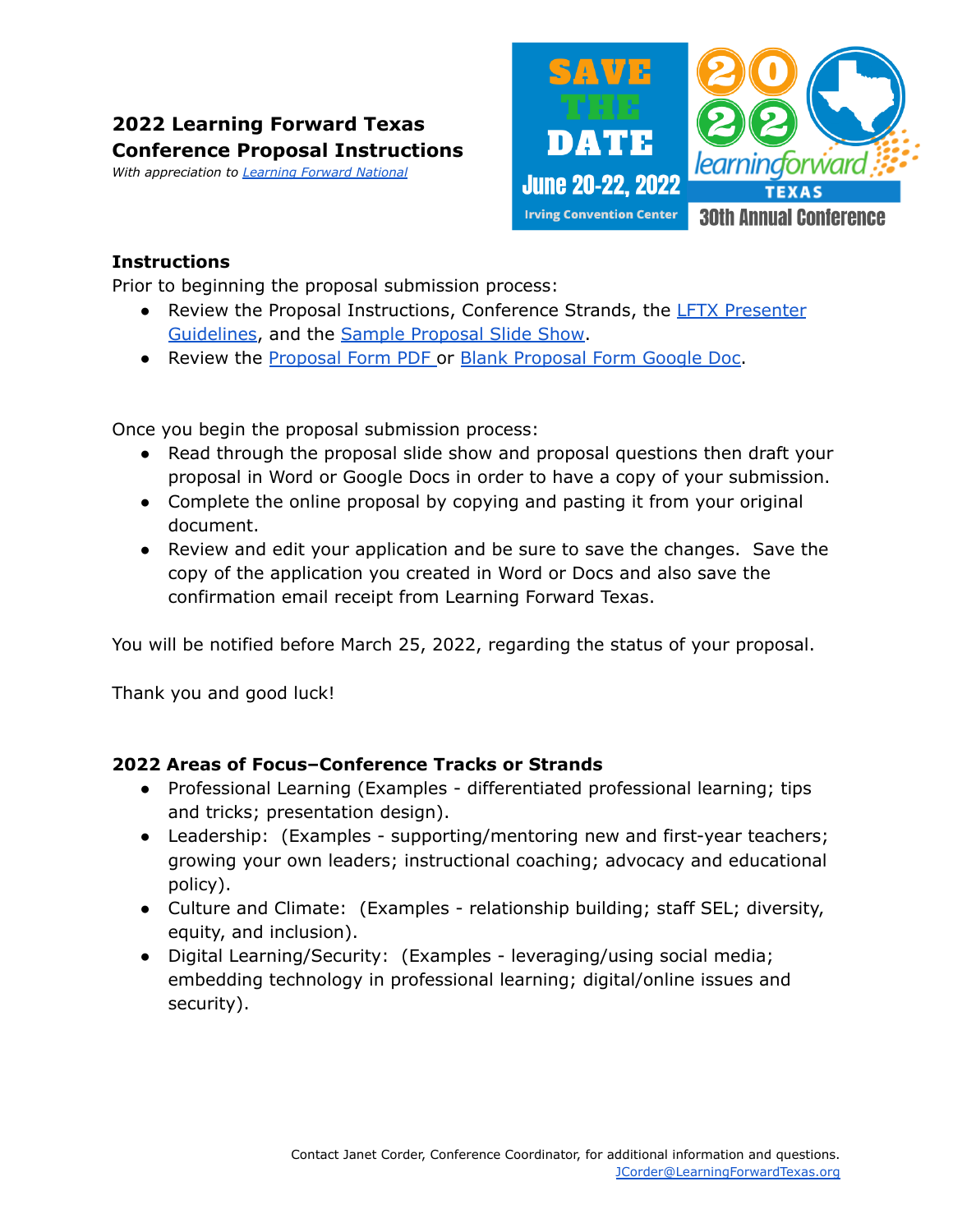# 2022 Learning Forward Texas Conference Proposal Instructions

*With appreciation to Learning Forward National*

SAVE THE DATE

June 20-22, 2022

Irving Convention Center

2022 learningforward TEXAS

30th Annual Conference

## Instructions

Prior to beginning the proposal submission process:

- Review the Proposal Instructions, Conference Strands, the LFTX Presenter Guidelines, and the Sample Proposal Slide Show.
- Review the Proposal Form PDF or Blank Proposal Form Google Doc.

Once you begin the proposal submission process:

- Read through the proposal slide show and proposal questions then draft your proposal in Word or Google Docs in order to have a copy of your submission.
- Complete the online proposal by copying and pasting it from your original document.
- Review and edit your application and be sure to save the changes. Save the copy of the application you created in Word or Docs and also save the confirmation email receipt from Learning Forward Texas.

You will be notified before March 25, 2022, regarding the status of your proposal.

Thank you and good luck!

## 2022 Areas of Focus–Conference Tracks or Strands

- Professional Learning (Examples - differentiated professional learning; tips and tricks; presentation design).
- Leadership: (Examples - supporting/mentoring new and first-year teachers; growing your own leaders; instructional coaching; advocacy and educational policy).
- Culture and Climate: (Examples - relationship building; staff SEL; diversity, equity, and inclusion).
- Digital Learning/Security: (Examples - leveraging/using social media; embedding technology in professional learning; digital/online issues and security).

Contact Janet Corder, Conference Coordinator, for additional information and questions.
JCorder@LearningForwardTexas.org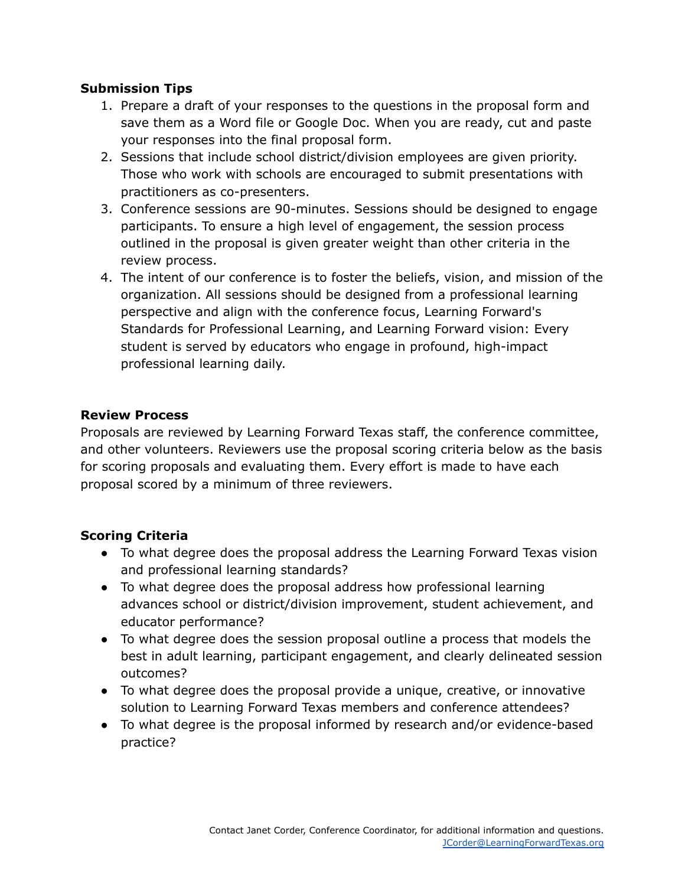**Submission Tips**

1. Prepare a draft of your responses to the questions in the proposal form and save them as a Word file or Google Doc. When you are ready, cut and paste your responses into the final proposal form.
2. Sessions that include school district/division employees are given priority. Those who work with schools are encouraged to submit presentations with practitioners as co-presenters.
3. Conference sessions are 90-minutes. Sessions should be designed to engage participants. To ensure a high level of engagement, the session process outlined in the proposal is given greater weight than other criteria in the review process.
4. The intent of our conference is to foster the beliefs, vision, and mission of the organization. All sessions should be designed from a professional learning perspective and align with the conference focus, Learning Forward's Standards for Professional Learning, and Learning Forward vision: Every student is served by educators who engage in profound, high-impact professional learning daily.

**Review Process**

Proposals are reviewed by Learning Forward Texas staff, the conference committee, and other volunteers. Reviewers use the proposal scoring criteria below as the basis for scoring proposals and evaluating them. Every effort is made to have each proposal scored by a minimum of three reviewers.

**Scoring Criteria**

- To what degree does the proposal address the Learning Forward Texas vision and professional learning standards?
- To what degree does the proposal address how professional learning advances school or district/division improvement, student achievement, and educator performance?
- To what degree does the session proposal outline a process that models the best in adult learning, participant engagement, and clearly delineated session outcomes?
- To what degree does the proposal provide a unique, creative, or innovative solution to Learning Forward Texas members and conference attendees?
- To what degree is the proposal informed by research and/or evidence-based practice?

Contact Janet Corder, Conference Coordinator, for additional information and questions.
JCorder@LearningForwardTexas.org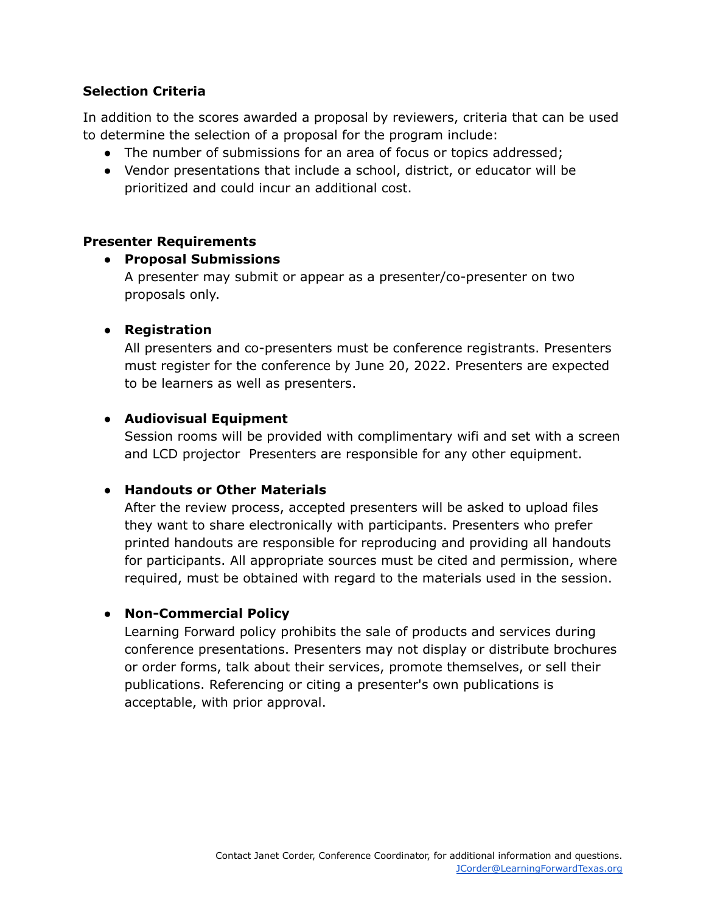## Selection Criteria

In addition to the scores awarded a proposal by reviewers, criteria that can be used to determine the selection of a proposal for the program include:

- The number of submissions for an area of focus or topics addressed;
- Vendor presentations that include a school, district, or educator will be prioritized and could incur an additional cost.

## Presenter Requirements

- **Proposal Submissions**
  A presenter may submit or appear as a presenter/co-presenter on two proposals only.

- **Registration**
  All presenters and co-presenters must be conference registrants. Presenters must register for the conference by June 20, 2022. Presenters are expected to be learners as well as presenters.

- **Audiovisual Equipment**
  Session rooms will be provided with complimentary wifi and set with a screen and LCD projector  Presenters are responsible for any other equipment.

- **Handouts or Other Materials**
  After the review process, accepted presenters will be asked to upload files they want to share electronically with participants. Presenters who prefer printed handouts are responsible for reproducing and providing all handouts for participants. All appropriate sources must be cited and permission, where required, must be obtained with regard to the materials used in the session.

- **Non-Commercial Policy**
  Learning Forward policy prohibits the sale of products and services during conference presentations. Presenters may not display or distribute brochures or order forms, talk about their services, promote themselves, or sell their publications. Referencing or citing a presenter's own publications is acceptable, with prior approval.

Contact Janet Corder, Conference Coordinator, for additional information and questions.
JCorder@LearningForwardTexas.org